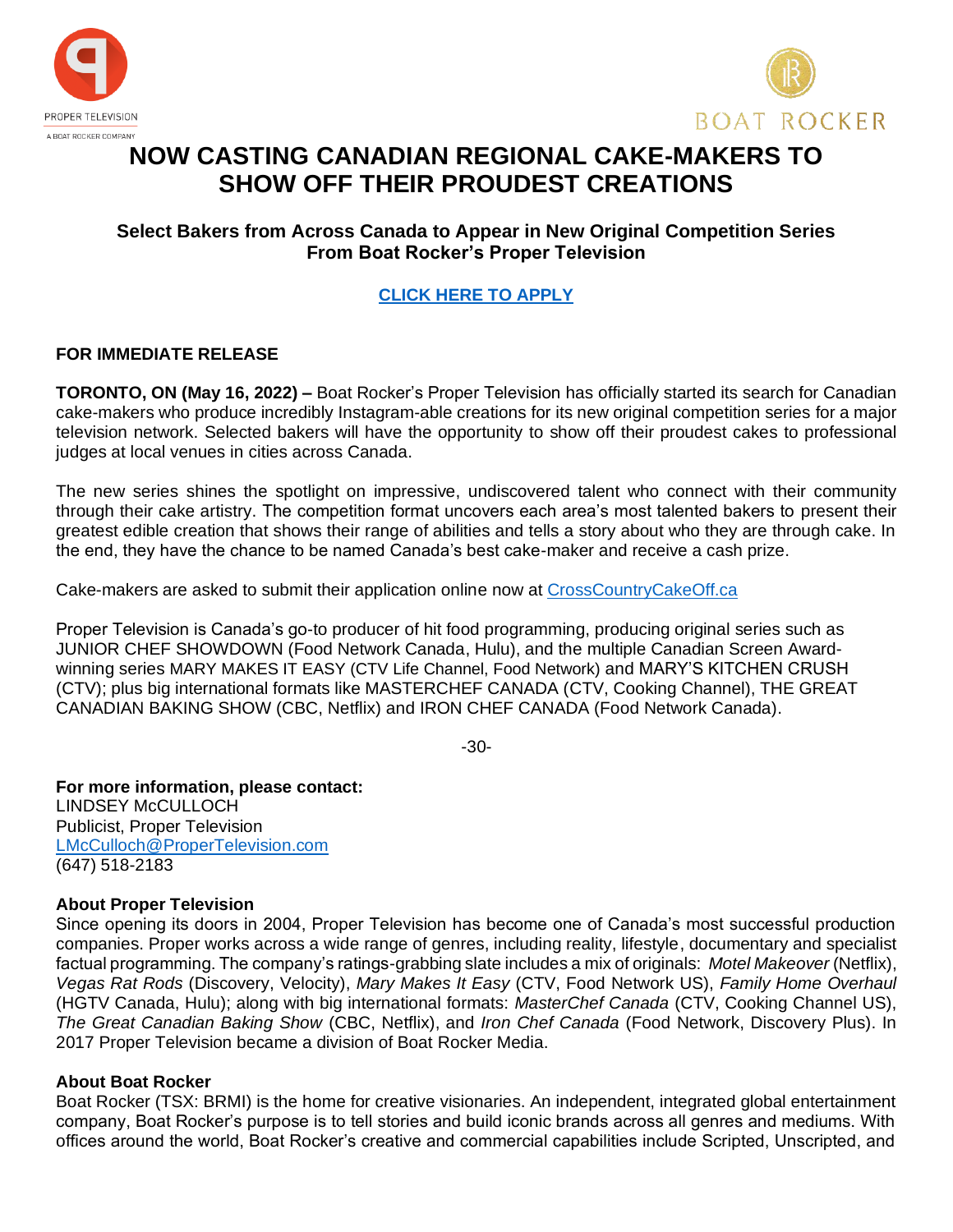# NOW CASTING CANADIAN REGIONAL CAKE-MAKERS TO SHOW OFF THEIR PROUDEST CREATIONS

### Select Bakers from Across Canada to Appear in New Original Competition Series From Boat Rocker's Proper Television

**CLICK HERE TO APPLY**

**FOR IMMEDIATE RELEASE**

**TORONTO, ON (May 16, 2022) –** Boat Rocker's Proper Television has officially started its search for Canadian cake-makers who produce incredibly Instagram-able creations for its new original competition series for a major television network. Selected bakers will have the opportunity to show off their proudest cakes to professional judges at local venues in cities across Canada.

The new series shines the spotlight on impressive, undiscovered talent who connect with their community through their cake artistry. The competition format uncovers each area's most talented bakers to present their greatest edible creation that shows their range of abilities and tells a story about who they are through cake. In the end, they have the chance to be named Canada's best cake-maker and receive a cash prize.

Cake-makers are asked to submit their application online now at CrossCountryCakeOff.ca

Proper Television is Canada's go-to producer of hit food programming, producing original series such as JUNIOR CHEF SHOWDOWN (Food Network Canada, Hulu), and the multiple Canadian Screen Award-winning series MARY MAKES IT EASY (CTV Life Channel, Food Network) and MARY'S KITCHEN CRUSH (CTV); plus big international formats like MASTERCHEF CANADA (CTV, Cooking Channel), THE GREAT CANADIAN BAKING SHOW (CBC, Netflix) and IRON CHEF CANADA (Food Network Canada).

-30-

**For more information, please contact:**
LINDSEY McCULLOCH
Publicist, Proper Television
LMcCulloch@ProperTelevision.com
(647) 518-2183

**About Proper Television**
Since opening its doors in 2004, Proper Television has become one of Canada's most successful production companies. Proper works across a wide range of genres, including reality, lifestyle, documentary and specialist factual programming. The company's ratings-grabbing slate includes a mix of originals: *Motel Makeover* (Netflix), *Vegas Rat Rods* (Discovery, Velocity), *Mary Makes It Easy* (CTV, Food Network US), *Family Home Overhaul* (HGTV Canada, Hulu); along with big international formats: *MasterChef Canada* (CTV, Cooking Channel US), *The Great Canadian Baking Show* (CBC, Netflix), and *Iron Chef Canada* (Food Network, Discovery Plus). In 2017 Proper Television became a division of Boat Rocker Media.

**About Boat Rocker**
Boat Rocker (TSX: BRMI) is the home for creative visionaries. An independent, integrated global entertainment company, Boat Rocker's purpose is to tell stories and build iconic brands across all genres and mediums. With offices around the world, Boat Rocker's creative and commercial capabilities include Scripted, Unscripted, and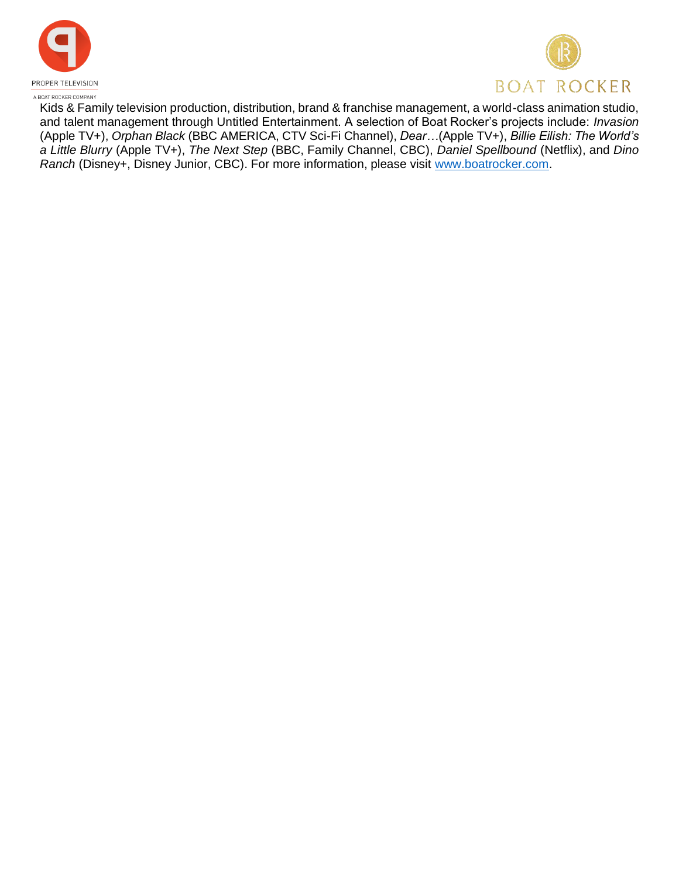Kids & Family television production, distribution, brand & franchise management, a world-class animation studio, and talent management through Untitled Entertainment. A selection of Boat Rocker's projects include: *Invasion* (Apple TV+), *Orphan Black* (BBC AMERICA, CTV Sci-Fi Channel), *Dear…*(Apple TV+), *Billie Eilish: The World's a Little Blurry* (Apple TV+), *The Next Step* (BBC, Family Channel, CBC), *Daniel Spellbound* (Netflix), and *Dino Ranch* (Disney+, Disney Junior, CBC). For more information, please visit [www.boatrocker.com](http://www.boatrocker.com).